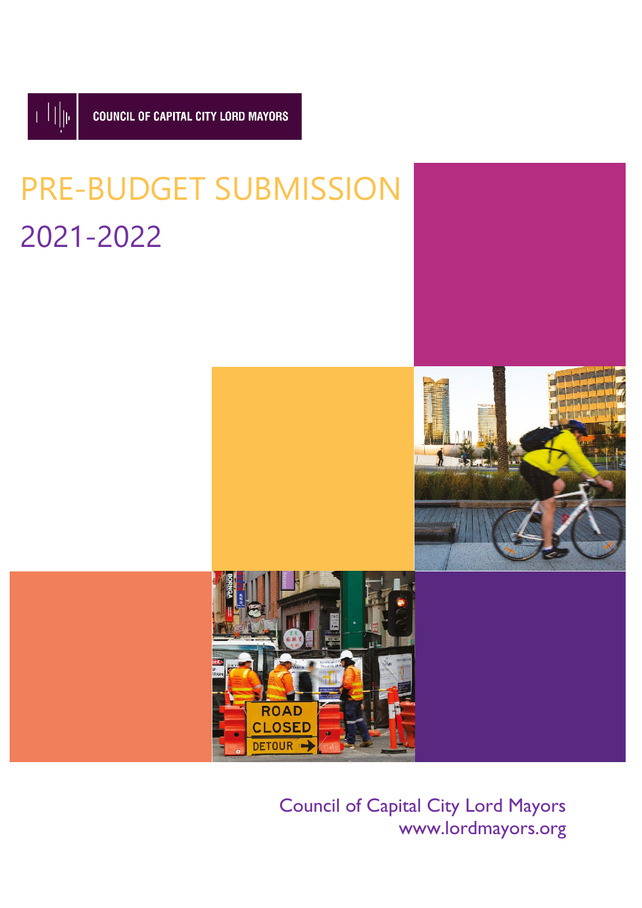COUNCIL OF CAPITAL CITY LORD MAYORS

# PRE-BUDGET SUBMISSION

## 2021-2022

Council of Capital City Lord Mayors
www.lordmayors.org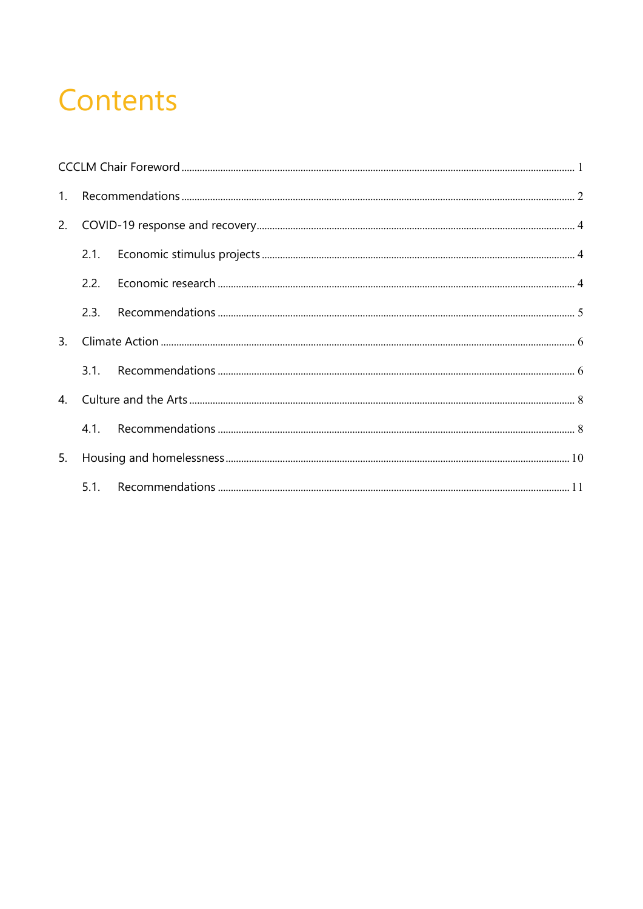# Contents

CCCLM Chair Foreword ..... 1

1. Recommendations ..... 2
2. COVID-19 response and recovery ..... 4
    - 2.1. Economic stimulus projects ..... 4
    - 2.2. Economic research ..... 4
    - 2.3. Recommendations ..... 5
3. Climate Action ..... 6
    - 3.1. Recommendations ..... 6
4. Culture and the Arts ..... 8
    - 4.1. Recommendations ..... 8
5. Housing and homelessness ..... 10
    - 5.1. Recommendations ..... 11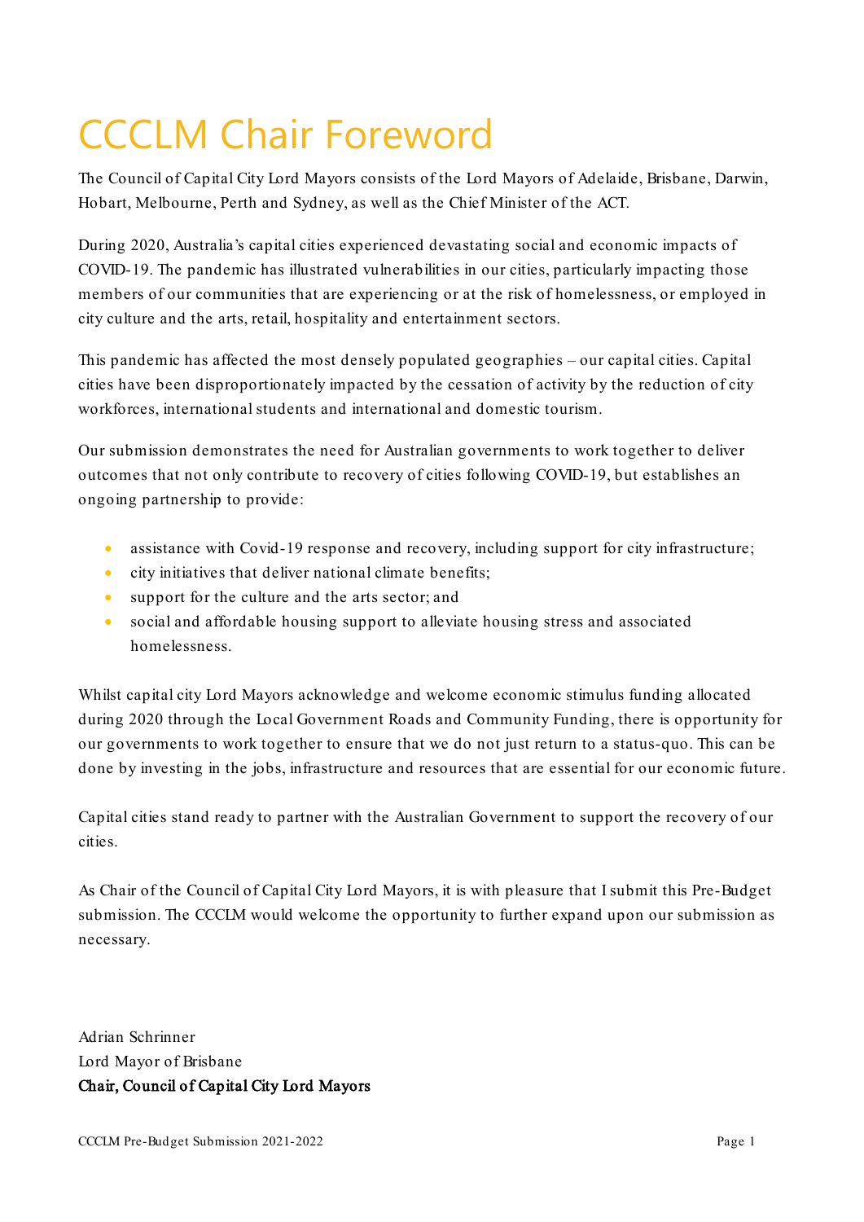# CCCLM Chair Foreword

The Council of Capital City Lord Mayors consists of the Lord Mayors of Adelaide, Brisbane, Darwin, Hobart, Melbourne, Perth and Sydney, as well as the Chief Minister of the ACT.

During 2020, Australia's capital cities experienced devastating social and economic impacts of COVID-19. The pandemic has illustrated vulnerabilities in our cities, particularly impacting those members of our communities that are experiencing or at the risk of homelessness, or employed in city culture and the arts, retail, hospitality and entertainment sectors.

This pandemic has affected the most densely populated geographies – our capital cities. Capital cities have been disproportionately impacted by the cessation of activity by the reduction of city workforces, international students and international and domestic tourism.

Our submission demonstrates the need for Australian governments to work together to deliver outcomes that not only contribute to recovery of cities following COVID-19, but establishes an ongoing partnership to provide:

- assistance with Covid-19 response and recovery, including support for city infrastructure;
- city initiatives that deliver national climate benefits;
- support for the culture and the arts sector; and
- social and affordable housing support to alleviate housing stress and associated homelessness.

Whilst capital city Lord Mayors acknowledge and welcome economic stimulus funding allocated during 2020 through the Local Government Roads and Community Funding, there is opportunity for our governments to work together to ensure that we do not just return to a status-quo. This can be done by investing in the jobs, infrastructure and resources that are essential for our economic future.

Capital cities stand ready to partner with the Australian Government to support the recovery of our cities.

As Chair of the Council of Capital City Lord Mayors, it is with pleasure that I submit this Pre-Budget submission. The CCCLM would welcome the opportunity to further expand upon our submission as necessary.

Adrian Schrinner
Lord Mayor of Brisbane
**Chair, Council of Capital City Lord Mayors**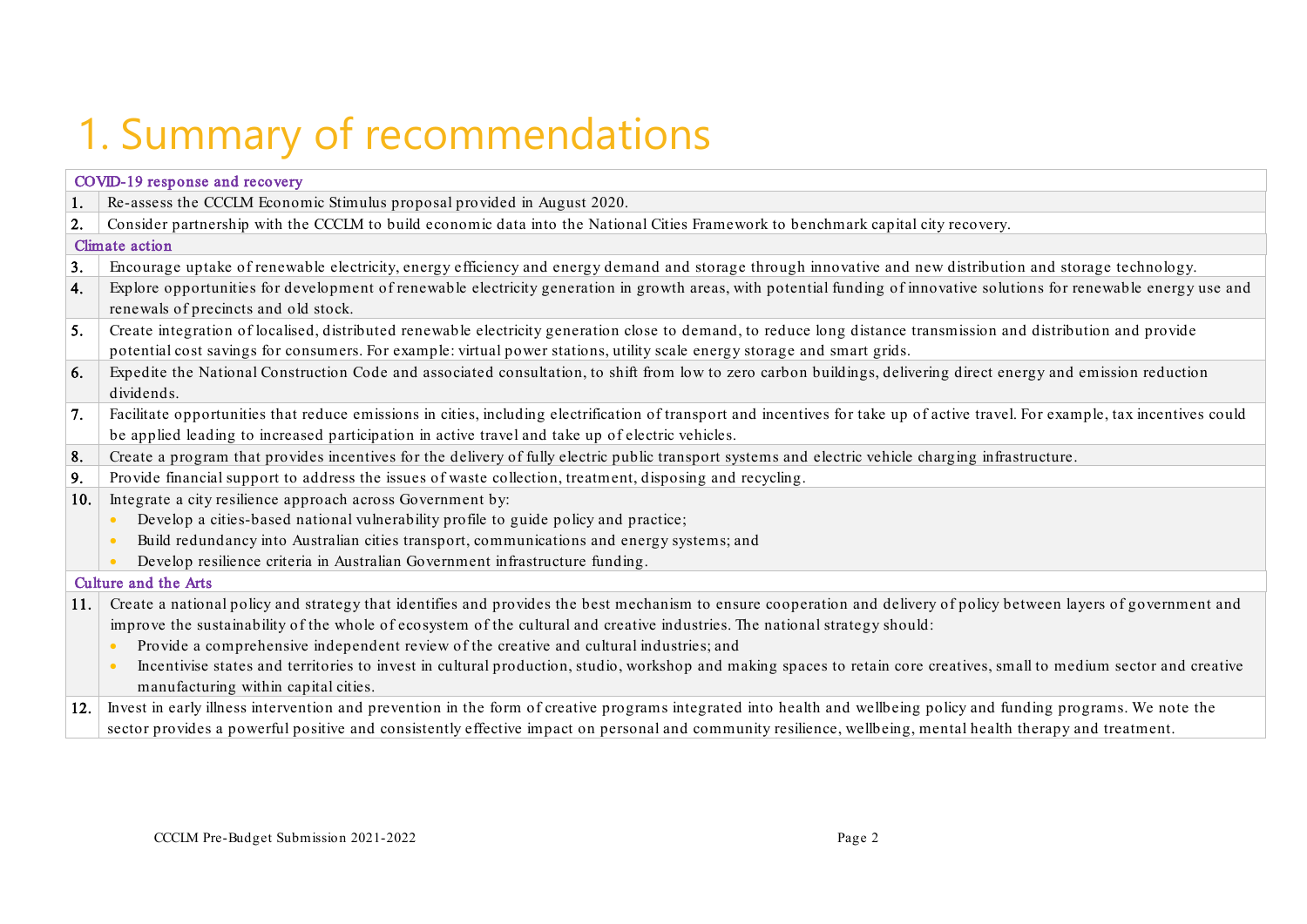# 1. Summary of recommendations

| | |
|---|---|
| **COVID-19 response and recovery** | |
| **1.** | Re-assess the CCCLM Economic Stimulus proposal provided in August 2020. |
| **2.** | Consider partnership with the CCCLM to build economic data into the National Cities Framework to benchmark capital city recovery. |
| **Climate action** | |
| **3.** | Encourage uptake of renewable electricity, energy efficiency and energy demand and storage through innovative and new distribution and storage technology. |
| **4.** | Explore opportunities for development of renewable electricity generation in growth areas, with potential funding of innovative solutions for renewable energy use and renewals of precincts and old stock. |
| **5.** | Create integration of localised, distributed renewable electricity generation close to demand, to reduce long distance transmission and distribution and provide potential cost savings for consumers. For example: virtual power stations, utility scale energy storage and smart grids. |
| **6.** | Expedite the National Construction Code and associated consultation, to shift from low to zero carbon buildings, delivering direct energy and emission reduction dividends. |
| **7.** | Facilitate opportunities that reduce emissions in cities, including electrification of transport and incentives for take up of active travel. For example, tax incentives could be applied leading to increased participation in active travel and take up of electric vehicles. |
| **8.** | Create a program that provides incentives for the delivery of fully electric public transport systems and electric vehicle charging infrastructure. |
| **9.** | Provide financial support to address the issues of waste collection, treatment, disposing and recycling. |
| **10.** | Integrate a city resilience approach across Government by:<br>• Develop a cities-based national vulnerability profile to guide policy and practice;<br>• Build redundancy into Australian cities transport, communications and energy systems; and<br>• Develop resilience criteria in Australian Government infrastructure funding. |
| **Culture and the Arts** | |
| **11.** | Create a national policy and strategy that identifies and provides the best mechanism to ensure cooperation and delivery of policy between layers of government and improve the sustainability of the whole of ecosystem of the cultural and creative industries. The national strategy should:<br>• Provide a comprehensive independent review of the creative and cultural industries; and<br>• Incentivise states and territories to invest in cultural production, studio, workshop and making spaces to retain core creatives, small to medium sector and creative manufacturing within capital cities. |
| **12.** | Invest in early illness intervention and prevention in the form of creative programs integrated into health and wellbeing policy and funding programs. We note the sector provides a powerful positive and consistently effective impact on personal and community resilience, wellbeing, mental health therapy and treatment. |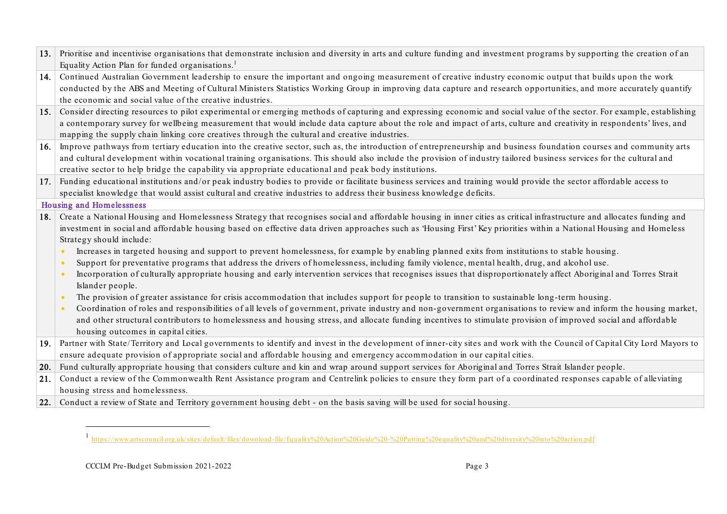| | |
|---|---|
| **13.** | Prioritise and incentivise organisations that demonstrate inclusion and diversity in arts and culture funding and investment programs by supporting the creation of an Equality Action Plan for funded organisations.[1] |
| **14.** | Continued Australian Government leadership to ensure the important and ongoing measurement of creative industry economic output that builds upon the work conducted by the ABS and Meeting of Cultural Ministers Statistics Working Group in improving data capture and research opportunities, and more accurately quantify the economic and social value of the creative industries. |
| **15.** | Consider directing resources to pilot experimental or emerging methods of capturing and expressing economic and social value of the sector. For example, establishing a contemporary survey for wellbeing measurement that would include data capture about the role and impact of arts, culture and creativity in respondents' lives, and mapping the supply chain linking core creatives through the cultural and creative industries. |
| **16.** | Improve pathways from tertiary education into the creative sector, such as, the introduction of entrepreneurship and business foundation courses and community arts and cultural development within vocational training organisations. This should also include the provision of industry tailored business services for the cultural and creative sector to help bridge the capability via appropriate educational and peak body institutions. |
| **17.** | Funding educational institutions and/or peak industry bodies to provide or facilitate business services and training would provide the sector affordable access to specialist knowledge that would assist cultural and creative industries to address their business knowledge deficits. |
| **Housing and Homelessness** | |
| **18.** | Create a National Housing and Homelessness Strategy that recognises social and affordable housing in inner cities as critical infrastructure and allocates funding and investment in social and affordable housing based on effective data driven approaches such as 'Housing First' Key priorities within a National Housing and Homeless Strategy should include:<br>• Increases in targeted housing and support to prevent homelessness, for example by enabling planned exits from institutions to stable housing.<br>• Support for preventative programs that address the drivers of homelessness, including family violence, mental health, drug, and alcohol use.<br>• Incorporation of culturally appropriate housing and early intervention services that recognises issues that disproportionately affect Aboriginal and Torres Strait Islander people.<br>• The provision of greater assistance for crisis accommodation that includes support for people to transition to sustainable long-term housing.<br>• Coordination of roles and responsibilities of all levels of government, private industry and non-government organisations to review and inform the housing market, and other structural contributors to homelessness and housing stress, and allocate funding incentives to stimulate provision of improved social and affordable housing outcomes in capital cities. |
| **19.** | Partner with State/Territory and Local governments to identify and invest in the development of inner-city sites and work with the Council of Capital City Lord Mayors to ensure adequate provision of appropriate social and affordable housing and emergency accommodation in our capital cities. |
| **20.** | Fund culturally appropriate housing that considers culture and kin and wrap around support services for Aboriginal and Torres Strait Islander people. |
| **21.** | Conduct a review of the Commonwealth Rent Assistance program and Centrelink policies to ensure they form part of a coordinated responses capable of alleviating housing stress and homelessness. |
| **22.** | Conduct a review of State and Territory government housing debt - on the basis saving will be used for social housing. |

[1] https://www.artscouncil.org.uk/sites/default/files/download-file/Equality%20Action%20Guide%20-%20Putting%20equality%20and%20diversity%20into%20action.pdf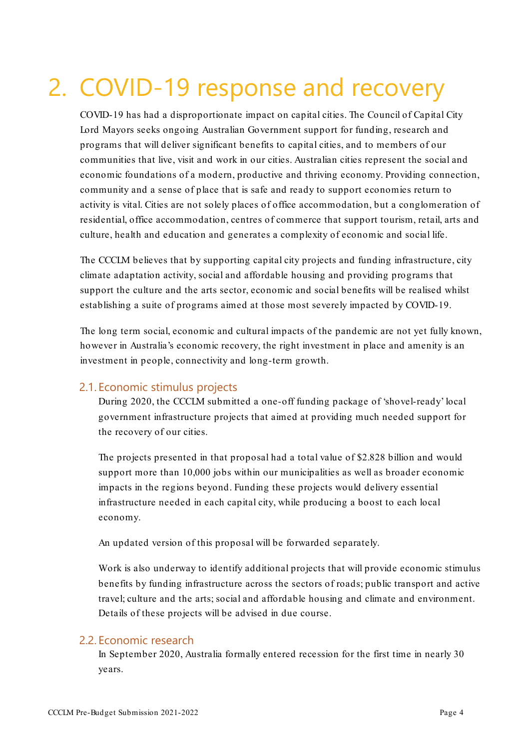# 2. COVID-19 response and recovery

COVID-19 has had a disproportionate impact on capital cities. The Council of Capital City Lord Mayors seeks ongoing Australian Government support for funding, research and programs that will deliver significant benefits to capital cities, and to members of our communities that live, visit and work in our cities. Australian cities represent the social and economic foundations of a modern, productive and thriving economy. Providing connection, community and a sense of place that is safe and ready to support economies return to activity is vital. Cities are not solely places of office accommodation, but a conglomeration of residential, office accommodation, centres of commerce that support tourism, retail, arts and culture, health and education and generates a complexity of economic and social life.

The CCCLM believes that by supporting capital city projects and funding infrastructure, city climate adaptation activity, social and affordable housing and providing programs that support the culture and the arts sector, economic and social benefits will be realised whilst establishing a suite of programs aimed at those most severely impacted by COVID-19.

The long term social, economic and cultural impacts of the pandemic are not yet fully known, however in Australia's economic recovery, the right investment in place and amenity is an investment in people, connectivity and long-term growth.

## 2.1. Economic stimulus projects

During 2020, the CCCLM submitted a one-off funding package of 'shovel-ready' local government infrastructure projects that aimed at providing much needed support for the recovery of our cities.

The projects presented in that proposal had a total value of $2.828 billion and would support more than 10,000 jobs within our municipalities as well as broader economic impacts in the regions beyond. Funding these projects would delivery essential infrastructure needed in each capital city, while producing a boost to each local economy.

An updated version of this proposal will be forwarded separately.

Work is also underway to identify additional projects that will provide economic stimulus benefits by funding infrastructure across the sectors of roads; public transport and active travel; culture and the arts; social and affordable housing and climate and environment. Details of these projects will be advised in due course.

## 2.2. Economic research

In September 2020, Australia formally entered recession for the first time in nearly 30 years.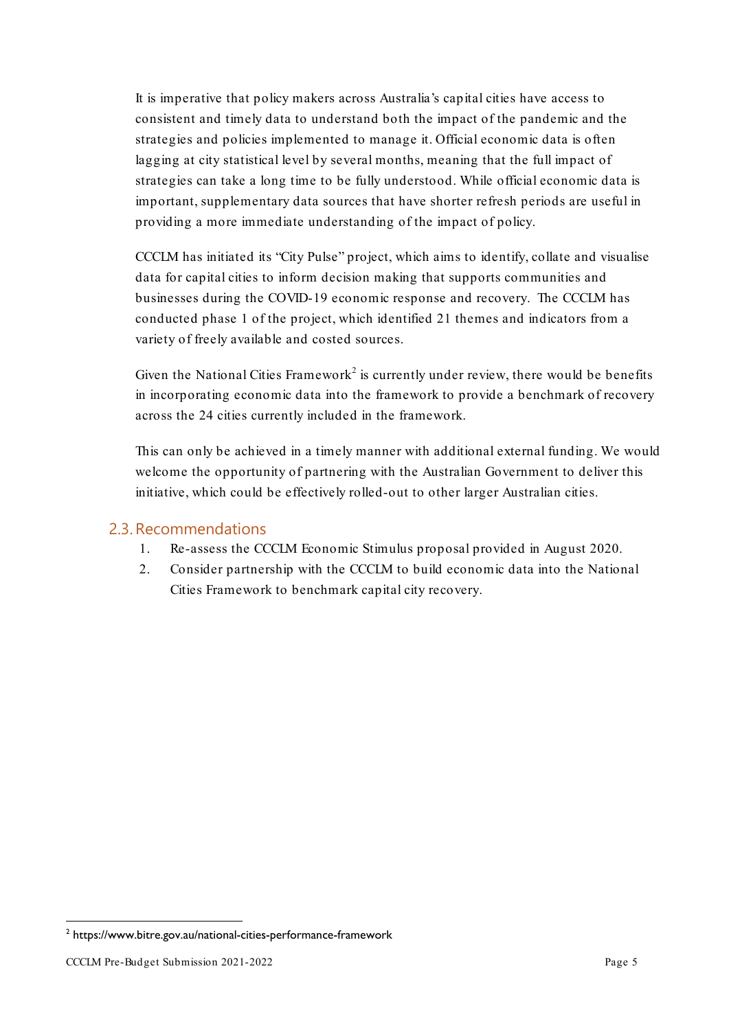It is imperative that policy makers across Australia's capital cities have access to consistent and timely data to understand both the impact of the pandemic and the strategies and policies implemented to manage it. Official economic data is often lagging at city statistical level by several months, meaning that the full impact of strategies can take a long time to be fully understood. While official economic data is important, supplementary data sources that have shorter refresh periods are useful in providing a more immediate understanding of the impact of policy.

CCCLM has initiated its "City Pulse" project, which aims to identify, collate and visualise data for capital cities to inform decision making that supports communities and businesses during the COVID-19 economic response and recovery. The CCCLM has conducted phase 1 of the project, which identified 21 themes and indicators from a variety of freely available and costed sources.

Given the National Cities Framework[2] is currently under review, there would be benefits in incorporating economic data into the framework to provide a benchmark of recovery across the 24 cities currently included in the framework.

This can only be achieved in a timely manner with additional external funding. We would welcome the opportunity of partnering with the Australian Government to deliver this initiative, which could be effectively rolled-out to other larger Australian cities.

## 2.3. Recommendations

1. Re-assess the CCCLM Economic Stimulus proposal provided in August 2020.
2. Consider partnership with the CCCLM to build economic data into the National Cities Framework to benchmark capital city recovery.

[2] https://www.bitre.gov.au/national-cities-performance-framework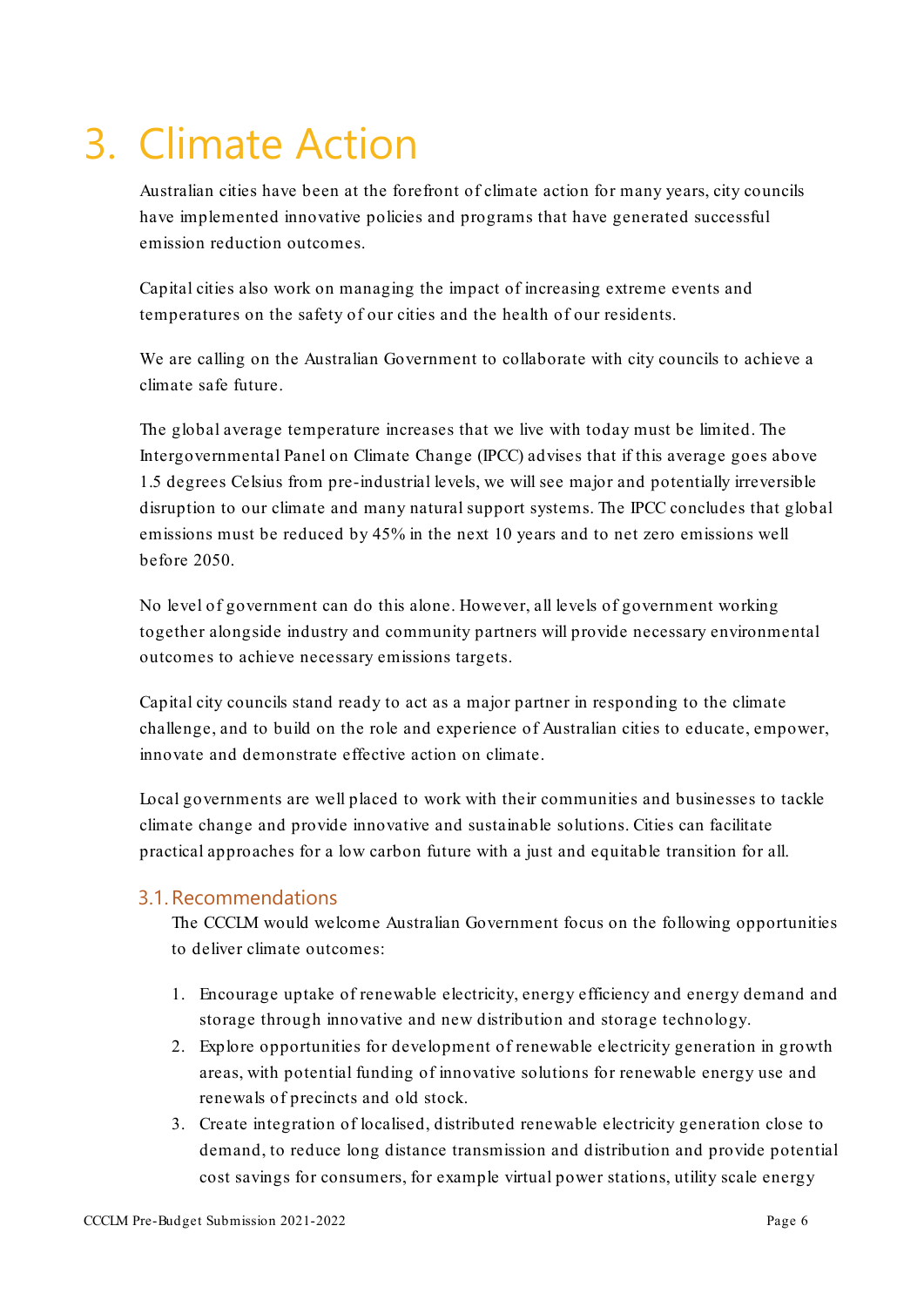# 3. Climate Action

Australian cities have been at the forefront of climate action for many years, city councils have implemented innovative policies and programs that have generated successful emission reduction outcomes.

Capital cities also work on managing the impact of increasing extreme events and temperatures on the safety of our cities and the health of our residents.

We are calling on the Australian Government to collaborate with city councils to achieve a climate safe future.

The global average temperature increases that we live with today must be limited. The Intergovernmental Panel on Climate Change (IPCC) advises that if this average goes above 1.5 degrees Celsius from pre-industrial levels, we will see major and potentially irreversible disruption to our climate and many natural support systems. The IPCC concludes that global emissions must be reduced by 45% in the next 10 years and to net zero emissions well before 2050.

No level of government can do this alone. However, all levels of government working together alongside industry and community partners will provide necessary environmental outcomes to achieve necessary emissions targets.

Capital city councils stand ready to act as a major partner in responding to the climate challenge, and to build on the role and experience of Australian cities to educate, empower, innovate and demonstrate effective action on climate.

Local governments are well placed to work with their communities and businesses to tackle climate change and provide innovative and sustainable solutions. Cities can facilitate practical approaches for a low carbon future with a just and equitable transition for all.

## 3.1. Recommendations

The CCCLM would welcome Australian Government focus on the following opportunities to deliver climate outcomes:

1. Encourage uptake of renewable electricity, energy efficiency and energy demand and storage through innovative and new distribution and storage technology.
2. Explore opportunities for development of renewable electricity generation in growth areas, with potential funding of innovative solutions for renewable energy use and renewals of precincts and old stock.
3. Create integration of localised, distributed renewable electricity generation close to demand, to reduce long distance transmission and distribution and provide potential cost savings for consumers, for example virtual power stations, utility scale energy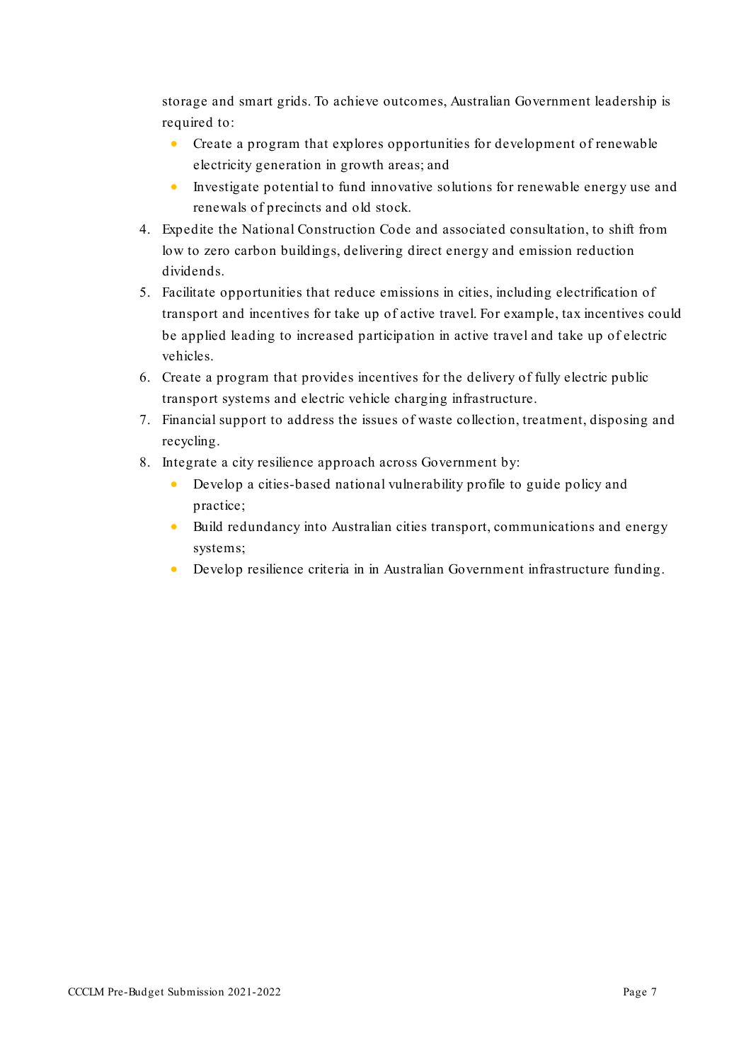storage and smart grids. To achieve outcomes, Australian Government leadership is required to:

- Create a program that explores opportunities for development of renewable electricity generation in growth areas; and
- Investigate potential to fund innovative solutions for renewable energy use and renewals of precincts and old stock.

4. Expedite the National Construction Code and associated consultation, to shift from low to zero carbon buildings, delivering direct energy and emission reduction dividends.
5. Facilitate opportunities that reduce emissions in cities, including electrification of transport and incentives for take up of active travel. For example, tax incentives could be applied leading to increased participation in active travel and take up of electric vehicles.
6. Create a program that provides incentives for the delivery of fully electric public transport systems and electric vehicle charging infrastructure.
7. Financial support to address the issues of waste collection, treatment, disposing and recycling.
8. Integrate a city resilience approach across Government by:
   - Develop a cities-based national vulnerability profile to guide policy and practice;
   - Build redundancy into Australian cities transport, communications and energy systems;
   - Develop resilience criteria in in Australian Government infrastructure funding.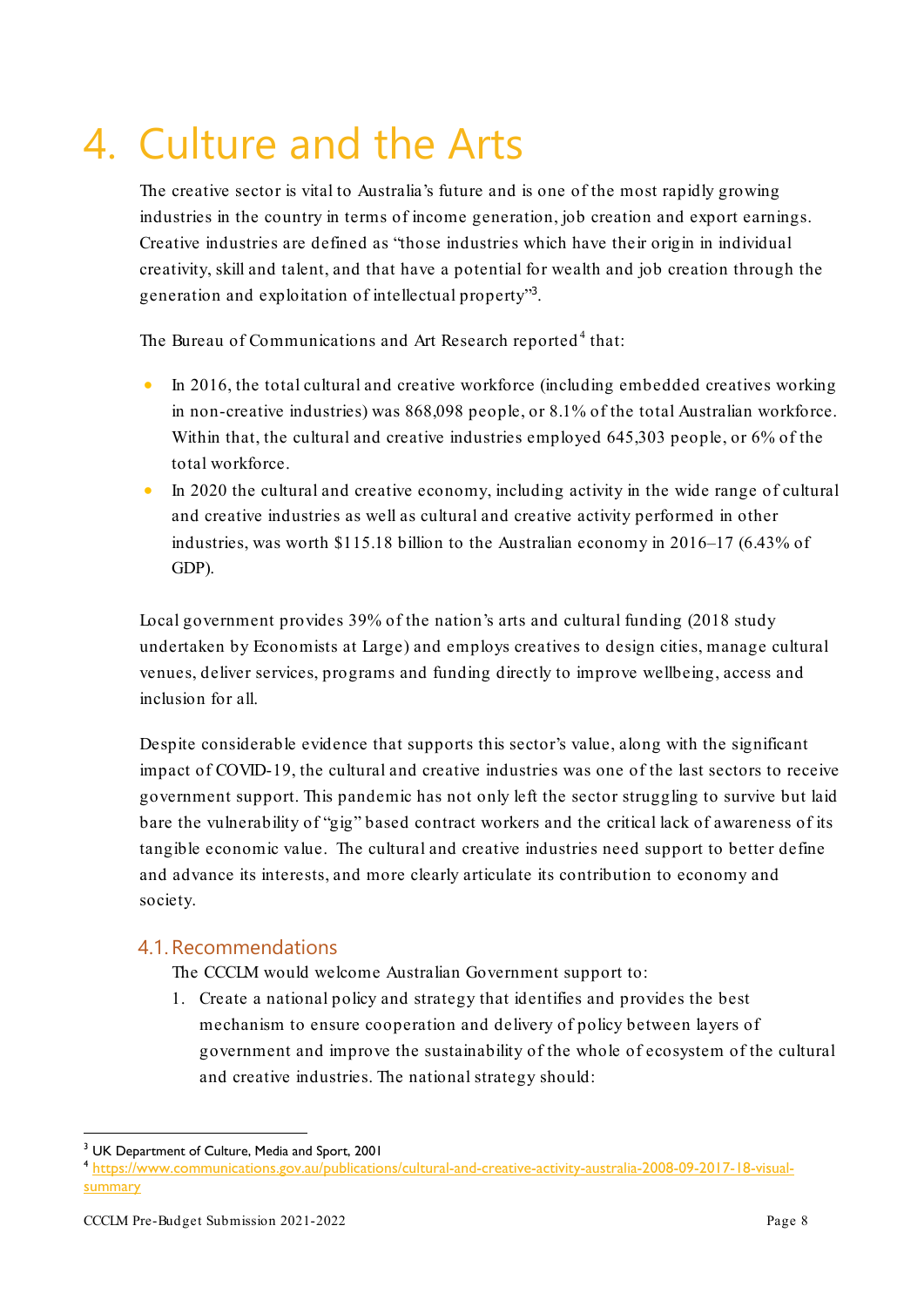# 4. Culture and the Arts

The creative sector is vital to Australia's future and is one of the most rapidly growing industries in the country in terms of income generation, job creation and export earnings. Creative industries are defined as "those industries which have their origin in individual creativity, skill and talent, and that have a potential for wealth and job creation through the generation and exploitation of intellectual property"[3].

The Bureau of Communications and Art Research reported[4] that:

- In 2016, the total cultural and creative workforce (including embedded creatives working in non-creative industries) was 868,098 people, or 8.1% of the total Australian workforce. Within that, the cultural and creative industries employed 645,303 people, or 6% of the total workforce.
- In 2020 the cultural and creative economy, including activity in the wide range of cultural and creative industries as well as cultural and creative activity performed in other industries, was worth $115.18 billion to the Australian economy in 2016–17 (6.43% of GDP).

Local government provides 39% of the nation's arts and cultural funding (2018 study undertaken by Economists at Large) and employs creatives to design cities, manage cultural venues, deliver services, programs and funding directly to improve wellbeing, access and inclusion for all.

Despite considerable evidence that supports this sector's value, along with the significant impact of COVID-19, the cultural and creative industries was one of the last sectors to receive government support. This pandemic has not only left the sector struggling to survive but laid bare the vulnerability of "gig" based contract workers and the critical lack of awareness of its tangible economic value. The cultural and creative industries need support to better define and advance its interests, and more clearly articulate its contribution to economy and society.

## 4.1. Recommendations

The CCCLM would welcome Australian Government support to:

1. Create a national policy and strategy that identifies and provides the best mechanism to ensure cooperation and delivery of policy between layers of government and improve the sustainability of the whole of ecosystem of the cultural and creative industries. The national strategy should:

---

[3] UK Department of Culture, Media and Sport, 2001

[4] https://www.communications.gov.au/publications/cultural-and-creative-activity-australia-2008-09-2017-18-visual-summary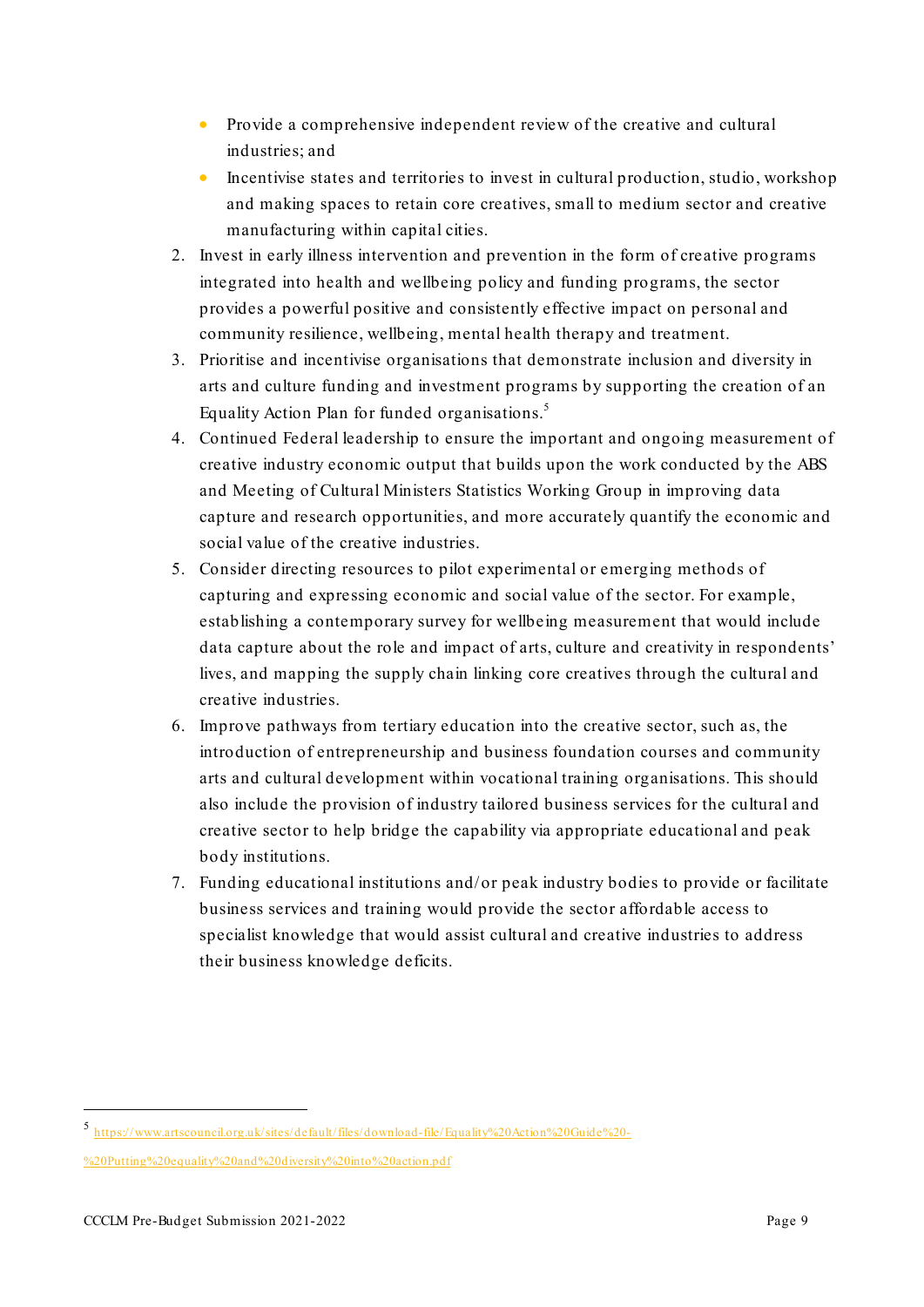- Provide a comprehensive independent review of the creative and cultural industries; and
- Incentivise states and territories to invest in cultural production, studio, workshop and making spaces to retain core creatives, small to medium sector and creative manufacturing within capital cities.

2. Invest in early illness intervention and prevention in the form of creative programs integrated into health and wellbeing policy and funding programs, the sector provides a powerful positive and consistently effective impact on personal and community resilience, wellbeing, mental health therapy and treatment.
3. Prioritise and incentivise organisations that demonstrate inclusion and diversity in arts and culture funding and investment programs by supporting the creation of an Equality Action Plan for funded organisations.[5]
4. Continued Federal leadership to ensure the important and ongoing measurement of creative industry economic output that builds upon the work conducted by the ABS and Meeting of Cultural Ministers Statistics Working Group in improving data capture and research opportunities, and more accurately quantify the economic and social value of the creative industries.
5. Consider directing resources to pilot experimental or emerging methods of capturing and expressing economic and social value of the sector. For example, establishing a contemporary survey for wellbeing measurement that would include data capture about the role and impact of arts, culture and creativity in respondents' lives, and mapping the supply chain linking core creatives through the cultural and creative industries.
6. Improve pathways from tertiary education into the creative sector, such as, the introduction of entrepreneurship and business foundation courses and community arts and cultural development within vocational training organisations. This should also include the provision of industry tailored business services for the cultural and creative sector to help bridge the capability via appropriate educational and peak body institutions.
7. Funding educational institutions and/or peak industry bodies to provide or facilitate business services and training would provide the sector affordable access to specialist knowledge that would assist cultural and creative industries to address their business knowledge deficits.

---

[5] https://www.artscouncil.org.uk/sites/default/files/download-file/Equality%20Action%20Guide%20-%20Putting%20equality%20and%20diversity%20into%20action.pdf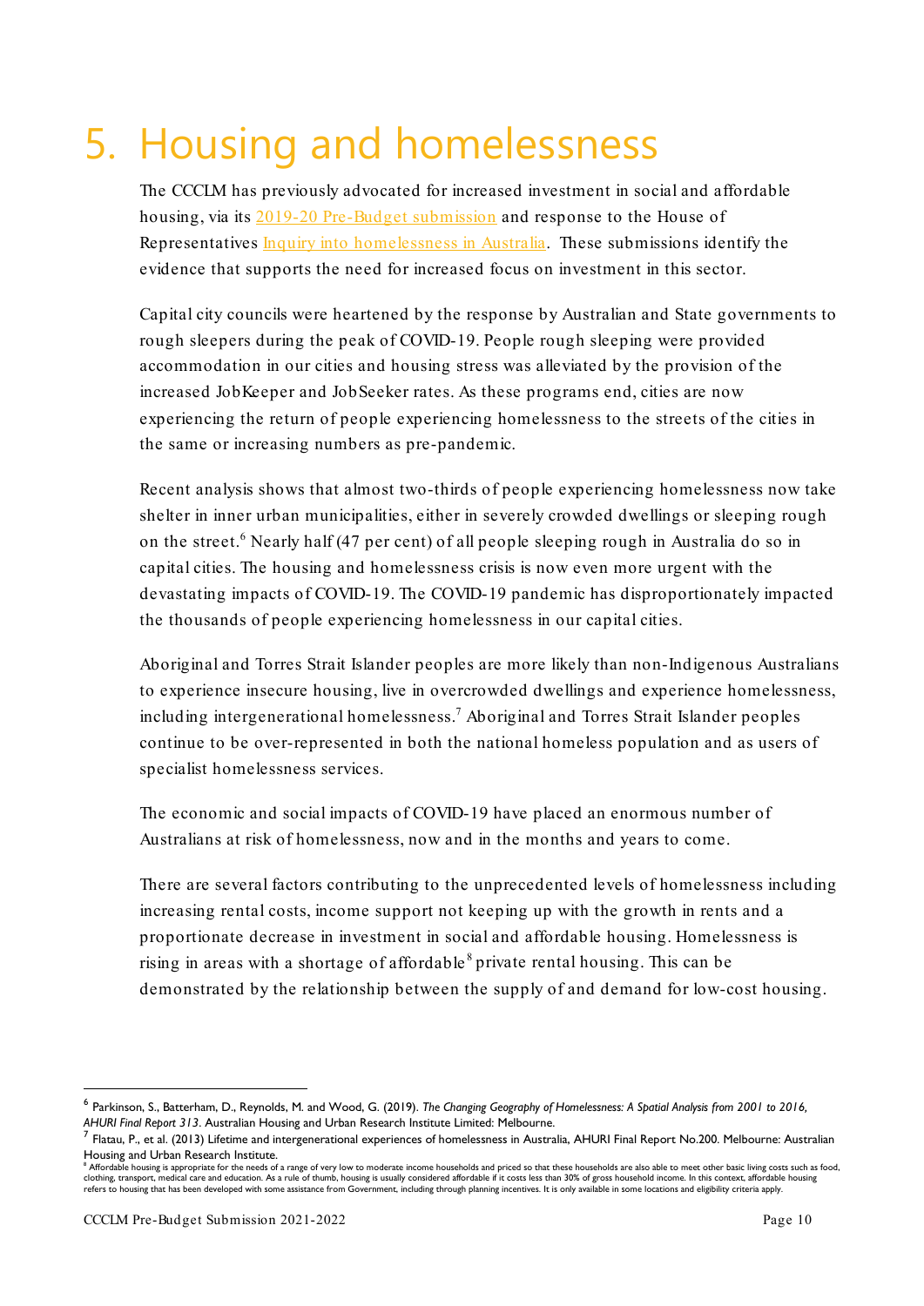# 5. Housing and homelessness

The CCCLM has previously advocated for increased investment in social and affordable housing, via its 2019-20 Pre-Budget submission and response to the House of Representatives Inquiry into homelessness in Australia. These submissions identify the evidence that supports the need for increased focus on investment in this sector.

Capital city councils were heartened by the response by Australian and State governments to rough sleepers during the peak of COVID-19. People rough sleeping were provided accommodation in our cities and housing stress was alleviated by the provision of the increased JobKeeper and JobSeeker rates. As these programs end, cities are now experiencing the return of people experiencing homelessness to the streets of the cities in the same or increasing numbers as pre-pandemic.

Recent analysis shows that almost two-thirds of people experiencing homelessness now take shelter in inner urban municipalities, either in severely crowded dwellings or sleeping rough on the street.[6] Nearly half (47 per cent) of all people sleeping rough in Australia do so in capital cities. The housing and homelessness crisis is now even more urgent with the devastating impacts of COVID-19. The COVID-19 pandemic has disproportionately impacted the thousands of people experiencing homelessness in our capital cities.

Aboriginal and Torres Strait Islander peoples are more likely than non-Indigenous Australians to experience insecure housing, live in overcrowded dwellings and experience homelessness, including intergenerational homelessness.[7] Aboriginal and Torres Strait Islander peoples continue to be over-represented in both the national homeless population and as users of specialist homelessness services.

The economic and social impacts of COVID-19 have placed an enormous number of Australians at risk of homelessness, now and in the months and years to come.

There are several factors contributing to the unprecedented levels of homelessness including increasing rental costs, income support not keeping up with the growth in rents and a proportionate decrease in investment in social and affordable housing. Homelessness is rising in areas with a shortage of affordable[8] private rental housing. This can be demonstrated by the relationship between the supply of and demand for low-cost housing.

---

[6] Parkinson, S., Batterham, D., Reynolds, M. and Wood, G. (2019). *The Changing Geography of Homelessness: A Spatial Analysis from 2001 to 2016, AHURI Final Report 313*. Australian Housing and Urban Research Institute Limited: Melbourne.

[7] Flatau, P., et al. (2013) Lifetime and intergenerational experiences of homelessness in Australia, AHURI Final Report No.200. Melbourne: Australian Housing and Urban Research Institute.

[8] Affordable housing is appropriate for the needs of a range of very low to moderate income households and priced so that these households are also able to meet other basic living costs such as food, clothing, transport, medical care and education. As a rule of thumb, housing is usually considered affordable if it costs less than 30% of gross household income. In this context, affordable housing refers to housing that has been developed with some assistance from Government, including through planning incentives. It is only available in some locations and eligibility criteria apply.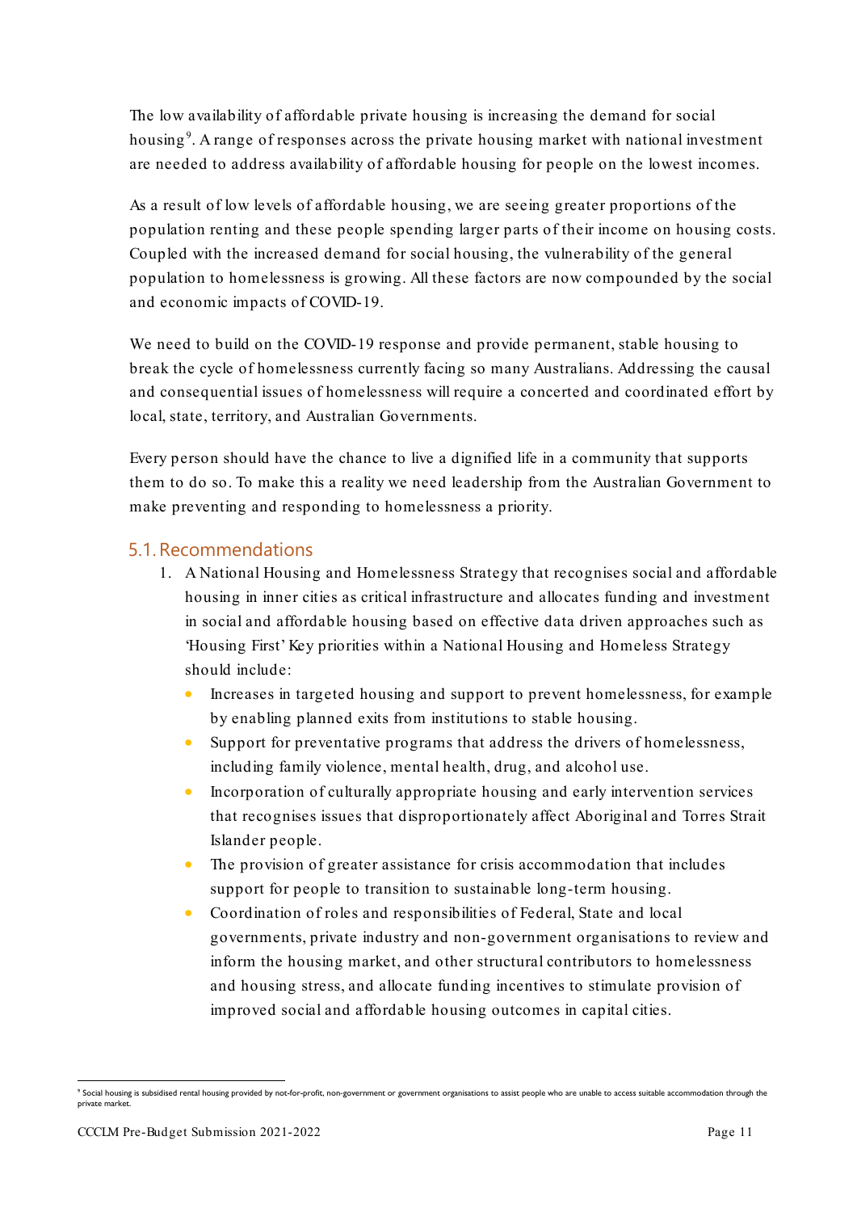The low availability of affordable private housing is increasing the demand for social housing[9]. A range of responses across the private housing market with national investment are needed to address availability of affordable housing for people on the lowest incomes.

As a result of low levels of affordable housing, we are seeing greater proportions of the population renting and these people spending larger parts of their income on housing costs. Coupled with the increased demand for social housing, the vulnerability of the general population to homelessness is growing. All these factors are now compounded by the social and economic impacts of COVID-19.

We need to build on the COVID-19 response and provide permanent, stable housing to break the cycle of homelessness currently facing so many Australians. Addressing the causal and consequential issues of homelessness will require a concerted and coordinated effort by local, state, territory, and Australian Governments.

Every person should have the chance to live a dignified life in a community that supports them to do so. To make this a reality we need leadership from the Australian Government to make preventing and responding to homelessness a priority.

## 5.1. Recommendations

1. A National Housing and Homelessness Strategy that recognises social and affordable housing in inner cities as critical infrastructure and allocates funding and investment in social and affordable housing based on effective data driven approaches such as 'Housing First' Key priorities within a National Housing and Homeless Strategy should include:
    - Increases in targeted housing and support to prevent homelessness, for example by enabling planned exits from institutions to stable housing.
    - Support for preventative programs that address the drivers of homelessness, including family violence, mental health, drug, and alcohol use.
    - Incorporation of culturally appropriate housing and early intervention services that recognises issues that disproportionately affect Aboriginal and Torres Strait Islander people.
    - The provision of greater assistance for crisis accommodation that includes support for people to transition to sustainable long-term housing.
    - Coordination of roles and responsibilities of Federal, State and local governments, private industry and non-government organisations to review and inform the housing market, and other structural contributors to homelessness and housing stress, and allocate funding incentives to stimulate provision of improved social and affordable housing outcomes in capital cities.

---

[9] Social housing is subsidised rental housing provided by not-for-profit, non-government or government organisations to assist people who are unable to access suitable accommodation through the private market.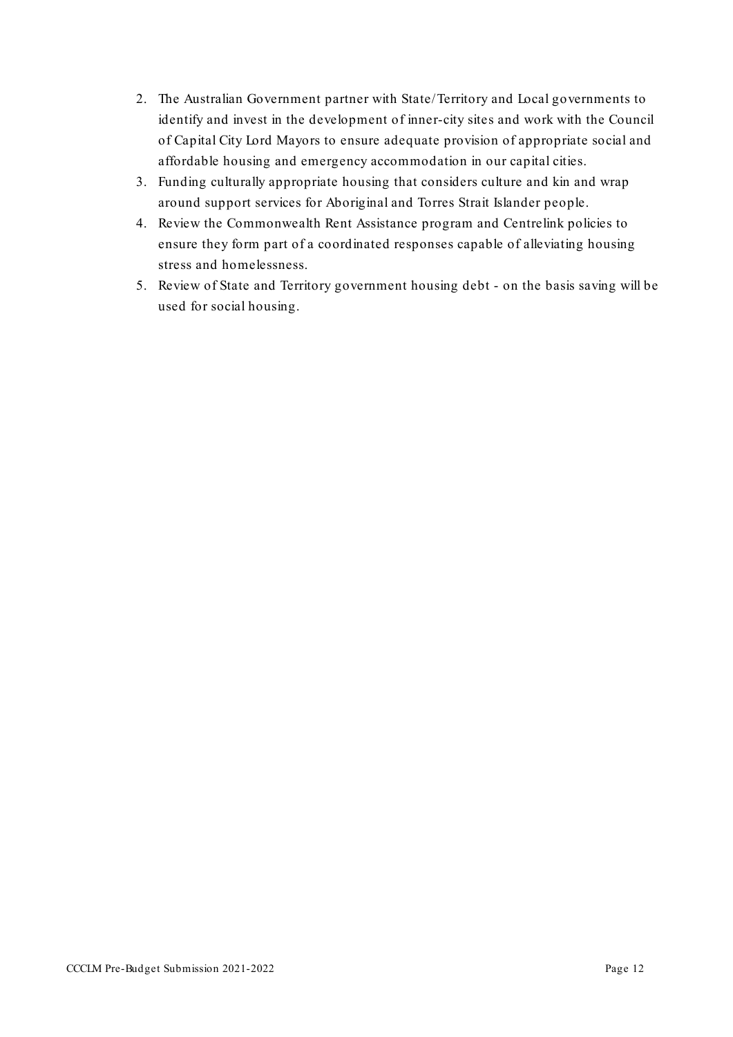2. The Australian Government partner with State/Territory and Local governments to identify and invest in the development of inner-city sites and work with the Council of Capital City Lord Mayors to ensure adequate provision of appropriate social and affordable housing and emergency accommodation in our capital cities.
3. Funding culturally appropriate housing that considers culture and kin and wrap around support services for Aboriginal and Torres Strait Islander people.
4. Review the Commonwealth Rent Assistance program and Centrelink policies to ensure they form part of a coordinated responses capable of alleviating housing stress and homelessness.
5. Review of State and Territory government housing debt - on the basis saving will be used for social housing.